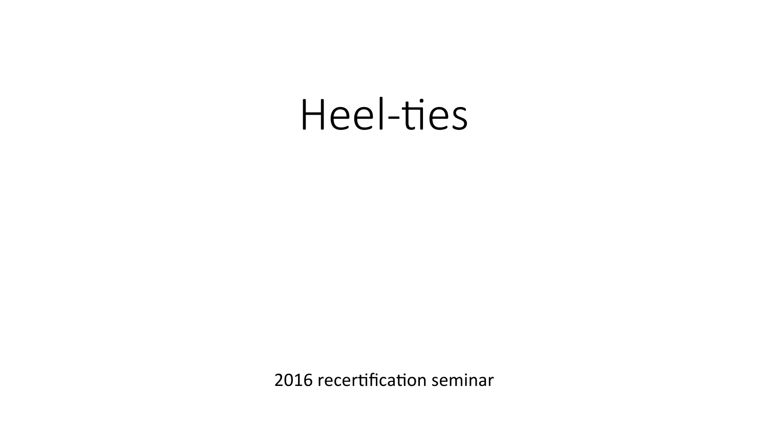# Heel-ties

2016 recertification seminar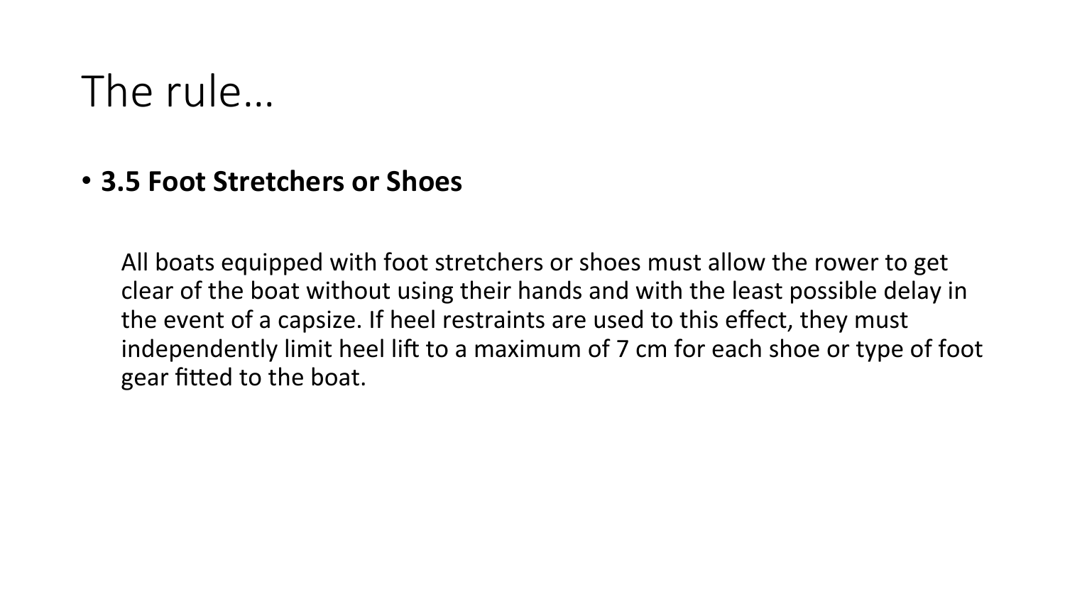# The rule…

- **3.5 Foot Stretchers or Shoes**

  All boats equipped with foot stretchers or shoes must allow the rower to get clear of the boat without using their hands and with the least possible delay in the event of a capsize. If heel restraints are used to this effect, they must independently limit heel lift to a maximum of 7 cm for each shoe or type of foot gear fitted to the boat.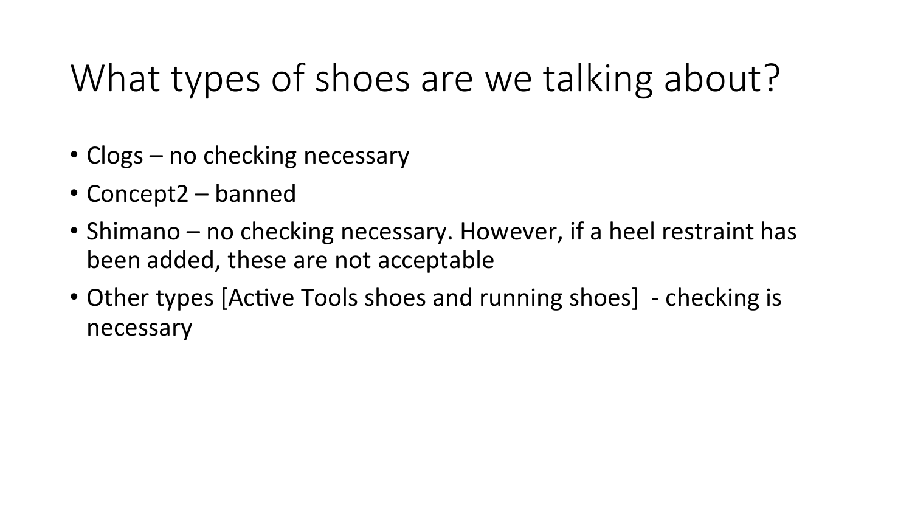# What types of shoes are we talking about?

- Clogs – no checking necessary
- Concept2 – banned
- Shimano – no checking necessary. However, if a heel restraint has been added, these are not acceptable
- Other types [Active Tools shoes and running shoes]  - checking is necessary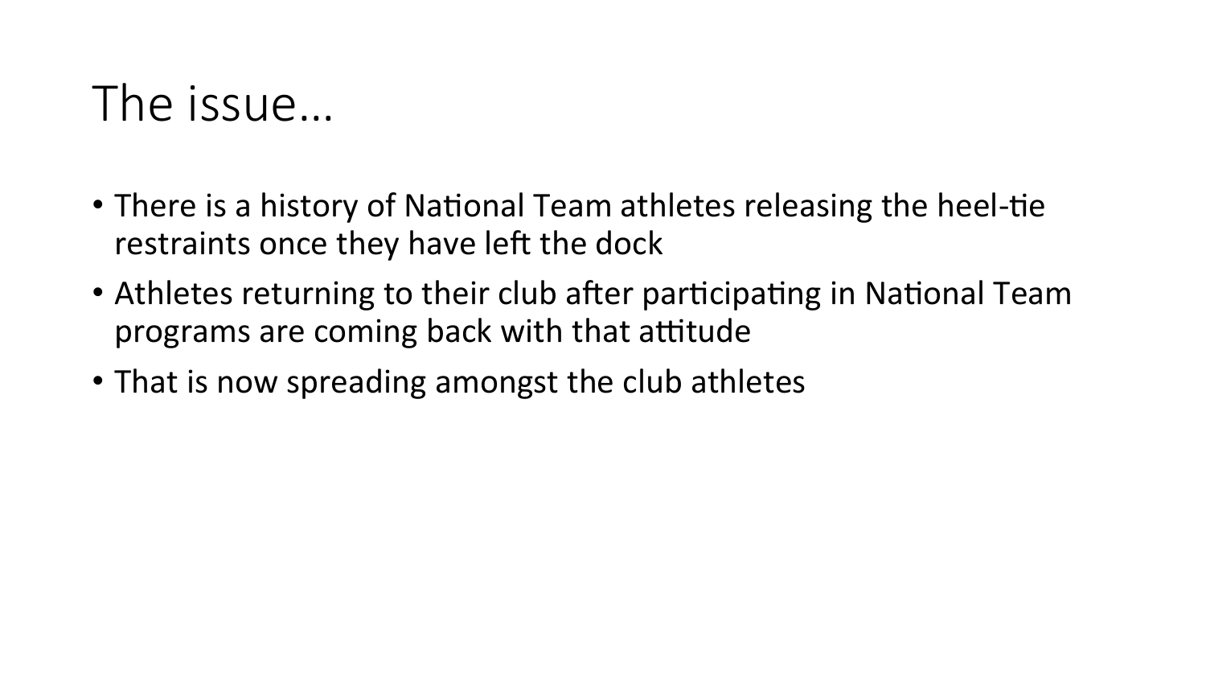# The issue…

- There is a history of National Team athletes releasing the heel-tie restraints once they have left the dock
- Athletes returning to their club after participating in National Team programs are coming back with that attitude
- That is now spreading amongst the club athletes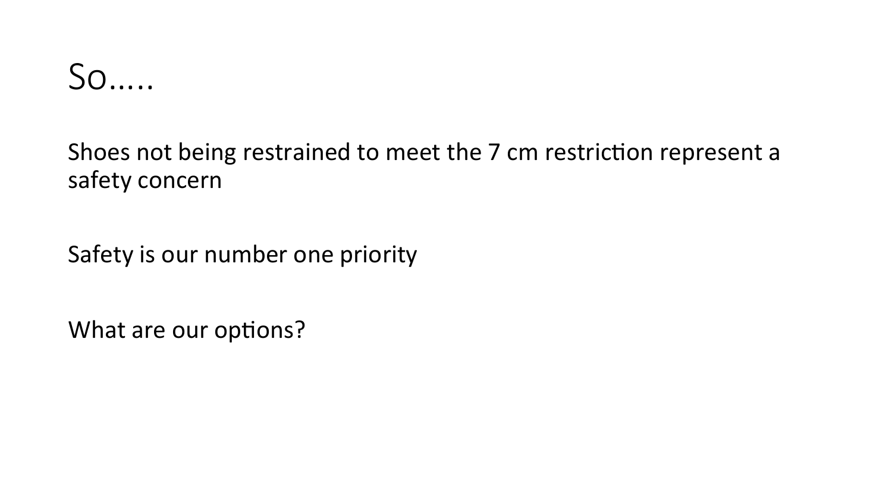# So.....

Shoes not being restrained to meet the 7 cm restriction represent a safety concern

Safety is our number one priority

What are our options?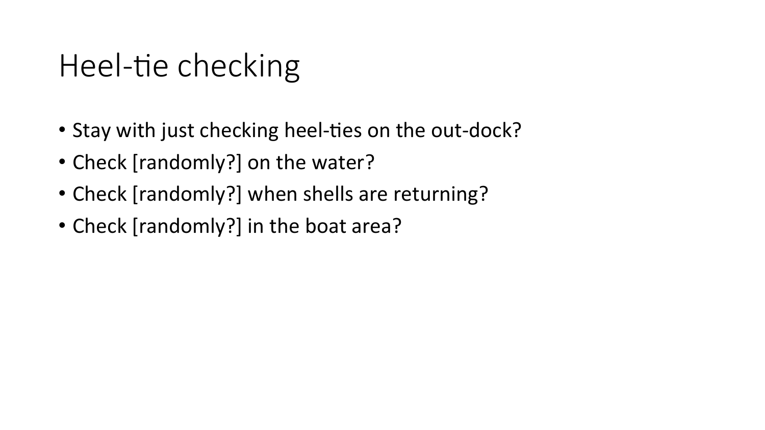# Heel-tie checking

- Stay with just checking heel-ties on the out-dock?
- Check [randomly?] on the water?
- Check [randomly?] when shells are returning?
- Check [randomly?] in the boat area?